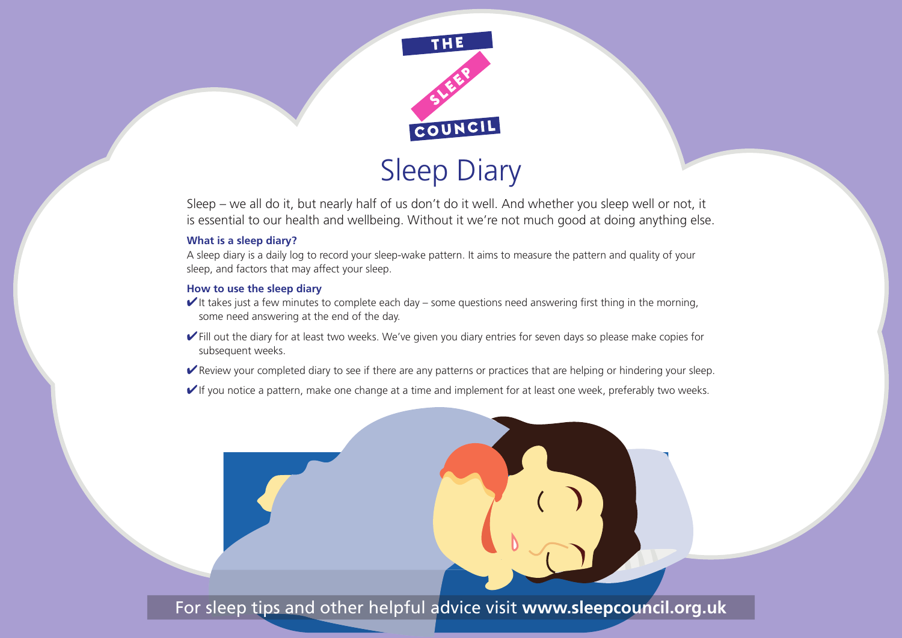THE SLEEP COUNCIL

# Sleep Diary

Sleep – we all do it, but nearly half of us don't do it well. And whether you sleep well or not, it is essential to our health and wellbeing. Without it we're not much good at doing anything else.

**What is a sleep diary?**

A sleep diary is a daily log to record your sleep-wake pattern. It aims to measure the pattern and quality of your sleep, and factors that may affect your sleep.

**How to use the sleep diary**

- ✔ It takes just a few minutes to complete each day – some questions need answering first thing in the morning, some need answering at the end of the day.
- ✔ Fill out the diary for at least two weeks. We've given you diary entries for seven days so please make copies for subsequent weeks.
- ✔ Review your completed diary to see if there are any patterns or practices that are helping or hindering your sleep.
- ✔ If you notice a pattern, make one change at a time and implement for at least one week, preferably two weeks.

For sleep tips and other helpful advice visit **www.sleepcouncil.org.uk**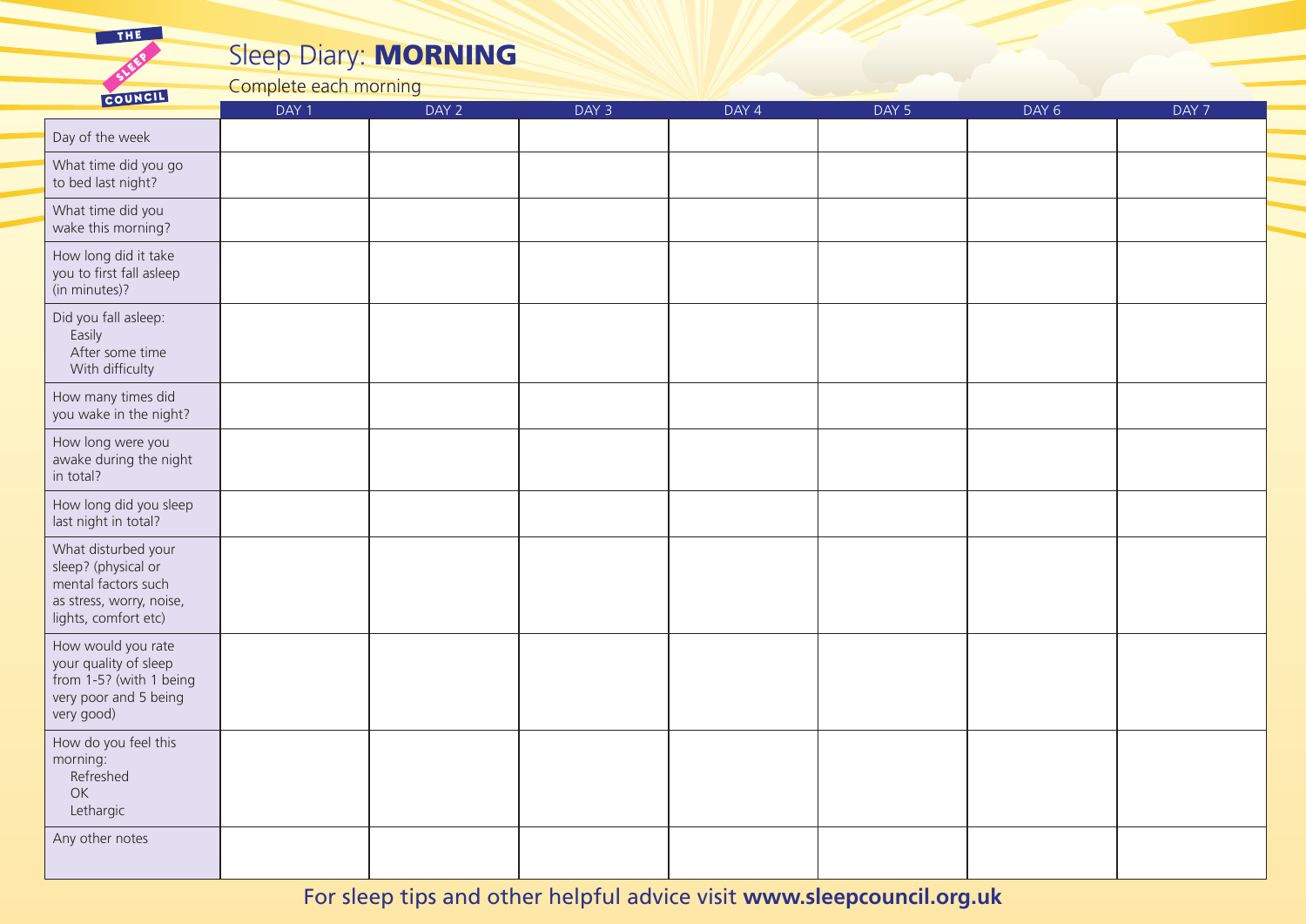THE SLEEP COUNCIL

# Sleep Diary: **MORNING**

Complete each morning

| | DAY 1 | DAY 2 | DAY 3 | DAY 4 | DAY 5 | DAY 6 | DAY 7 |
|---|---|---|---|---|---|---|---|
| Day of the week | | | | | | | |
| What time did you go to bed last night? | | | | | | | |
| What time did you wake this morning? | | | | | | | |
| How long did it take you to first fall asleep (in minutes)? | | | | | | | |
| Did you fall asleep: Easily / After some time / With difficulty | | | | | | | |
| How many times did you wake in the night? | | | | | | | |
| How long were you awake during the night in total? | | | | | | | |
| How long did you sleep last night in total? | | | | | | | |
| What disturbed your sleep? (physical or mental factors such as stress, worry, noise, lights, comfort etc) | | | | | | | |
| How would you rate your quality of sleep from 1-5? (with 1 being very poor and 5 being very good) | | | | | | | |
| How do you feel this morning: Refreshed / OK / Lethargic | | | | | | | |
| Any other notes | | | | | | | |

For sleep tips and other helpful advice visit **www.sleepcouncil.org.uk**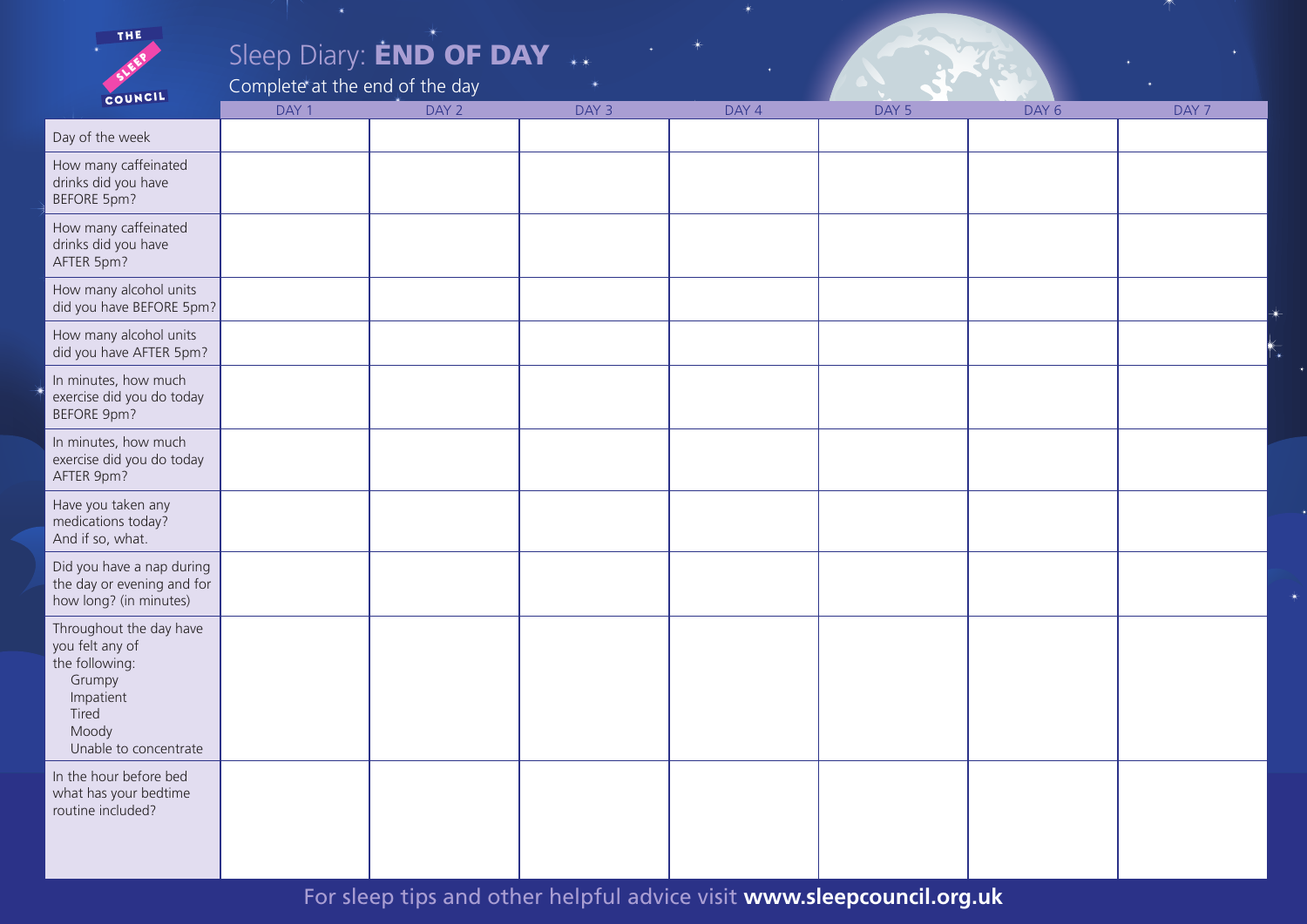THE SLEEP COUNCIL

# Sleep Diary: **END OF DAY**

Complete at the end of the day

| | DAY 1 | DAY 2 | DAY 3 | DAY 4 | DAY 5 | DAY 6 | DAY 7 |
|---|---|---|---|---|---|---|---|
| Day of the week | | | | | | | |
| How many caffeinated drinks did you have BEFORE 5pm? | | | | | | | |
| How many caffeinated drinks did you have AFTER 5pm? | | | | | | | |
| How many alcohol units did you have BEFORE 5pm? | | | | | | | |
| How many alcohol units did you have AFTER 5pm? | | | | | | | |
| In minutes, how much exercise did you do today BEFORE 9pm? | | | | | | | |
| In minutes, how much exercise did you do today AFTER 9pm? | | | | | | | |
| Have you taken any medications today? And if so, what. | | | | | | | |
| Did you have a nap during the day or evening and for how long? (in minutes) | | | | | | | |
| Throughout the day have you felt any of the following: Grumpy, Impatient, Tired, Moody, Unable to concentrate | | | | | | | |
| In the hour before bed what has your bedtime routine included? | | | | | | | |

For sleep tips and other helpful advice visit **www.sleepcouncil.org.uk**